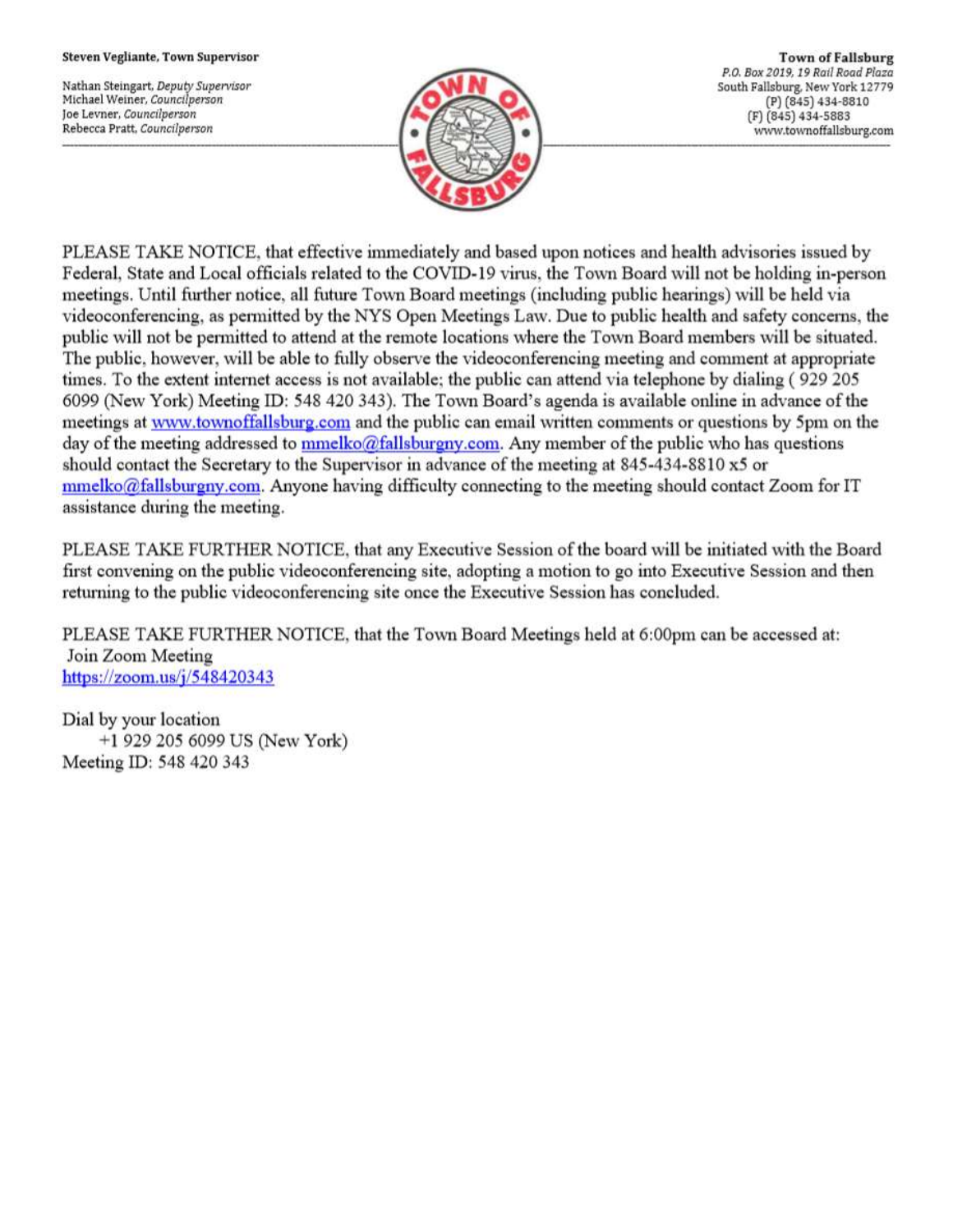**Steven Vegliante, Town Supervisor**

Nathan Steingart, *Deputy Supervisor*
Michael Weiner, *Councilperson*
Joe Levner, *Councilperson*
Rebecca Pratt, *Councilperson*

**Town of Fallsburg**
*P.O. Box 2019, 19 Rail Road Plaza*
South Fallsburg, New York 12779
(P) (845) 434-8810
(F) (845) 434-5883
www.townoffallsburg.com

---

PLEASE TAKE NOTICE, that effective immediately and based upon notices and health advisories issued by Federal, State and Local officials related to the COVID-19 virus, the Town Board will not be holding in-person meetings. Until further notice, all future Town Board meetings (including public hearings) will be held via videoconferencing, as permitted by the NYS Open Meetings Law. Due to public health and safety concerns, the public will not be permitted to attend at the remote locations where the Town Board members will be situated. The public, however, will be able to fully observe the videoconferencing meeting and comment at appropriate times. To the extent internet access is not available; the public can attend via telephone by dialing ( 929 205 6099 (New York) Meeting ID: 548 420 343). The Town Board's agenda is available online in advance of the meetings at www.townoffallsburg.com and the public can email written comments or questions by 5pm on the day of the meeting addressed to mmelko@fallsburgny.com. Any member of the public who has questions should contact the Secretary to the Supervisor in advance of the meeting at 845-434-8810 x5 or mmelko@fallsburgny.com. Anyone having difficulty connecting to the meeting should contact Zoom for IT assistance during the meeting.

PLEASE TAKE FURTHER NOTICE, that any Executive Session of the board will be initiated with the Board first convening on the public videoconferencing site, adopting a motion to go into Executive Session and then returning to the public videoconferencing site once the Executive Session has concluded.

PLEASE TAKE FURTHER NOTICE, that the Town Board Meetings held at 6:00pm can be accessed at:
Join Zoom Meeting
https://zoom.us/j/548420343

Dial by your location
+1 929 205 6099 US (New York)
Meeting ID: 548 420 343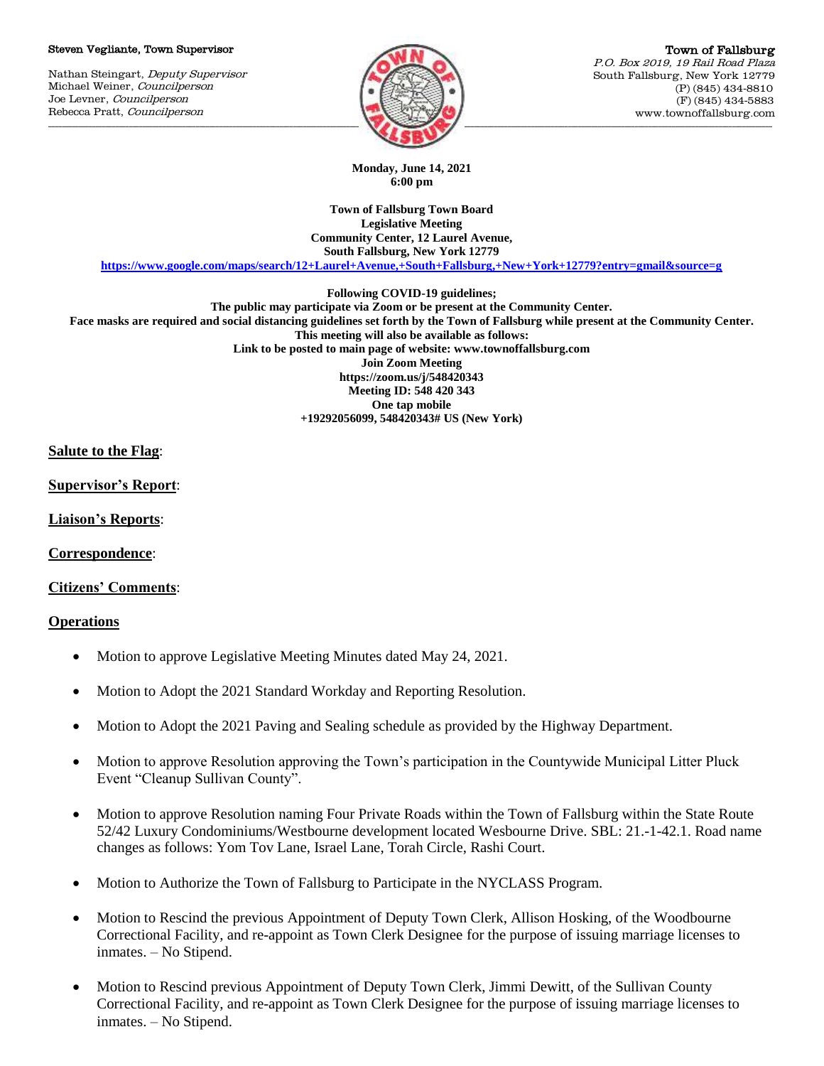Steven Vegliante, Town Supervisor

Nathan Steingart, *Deputy Supervisor*
Michael Weiner, *Councilperson*
Joe Levner, *Councilperson*
Rebecca Pratt, *Councilperson*

Town of Fallsburg
*P.O. Box 2019, 19 Rail Road Plaza*
South Fallsburg, New York 12779
(P) (845) 434-8810
(F) (845) 434-5883
www.townoffallsburg.com

**Monday, June 14, 2021**
**6:00 pm**

**Town of Fallsburg Town Board**
**Legislative Meeting**
**Community Center, 12 Laurel Avenue,**
**South Fallsburg, New York 12779**
**https://www.google.com/maps/search/12+Laurel+Avenue,+South+Fallsburg,+New+York+12779?entry=gmail&source=g**

**Following COVID-19 guidelines;**
**The public may participate via Zoom or be present at the Community Center.**
**Face masks are required and social distancing guidelines set forth by the Town of Fallsburg while present at the Community Center.**
**This meeting will also be available as follows:**
**Link to be posted to main page of website: www.townoffallsburg.com**
**Join Zoom Meeting**
**https://zoom.us/j/548420343**
**Meeting ID: 548 420 343**
**One tap mobile**
**+19292056099, 548420343# US (New York)**

**Salute to the Flag**:

**Supervisor's Report**:

**Liaison's Reports**:

**Correspondence**:

**Citizens' Comments**:

**Operations**

- Motion to approve Legislative Meeting Minutes dated May 24, 2021.
- Motion to Adopt the 2021 Standard Workday and Reporting Resolution.
- Motion to Adopt the 2021 Paving and Sealing schedule as provided by the Highway Department.
- Motion to approve Resolution approving the Town's participation in the Countywide Municipal Litter Pluck Event "Cleanup Sullivan County".
- Motion to approve Resolution naming Four Private Roads within the Town of Fallsburg within the State Route 52/42 Luxury Condominiums/Westbourne development located Wesbourne Drive. SBL: 21.-1-42.1. Road name changes as follows: Yom Tov Lane, Israel Lane, Torah Circle, Rashi Court.
- Motion to Authorize the Town of Fallsburg to Participate in the NYCLASS Program.
- Motion to Rescind the previous Appointment of Deputy Town Clerk, Allison Hosking, of the Woodbourne Correctional Facility, and re-appoint as Town Clerk Designee for the purpose of issuing marriage licenses to inmates. – No Stipend.
- Motion to Rescind previous Appointment of Deputy Town Clerk, Jimmi Dewitt, of the Sullivan County Correctional Facility, and re-appoint as Town Clerk Designee for the purpose of issuing marriage licenses to inmates. – No Stipend.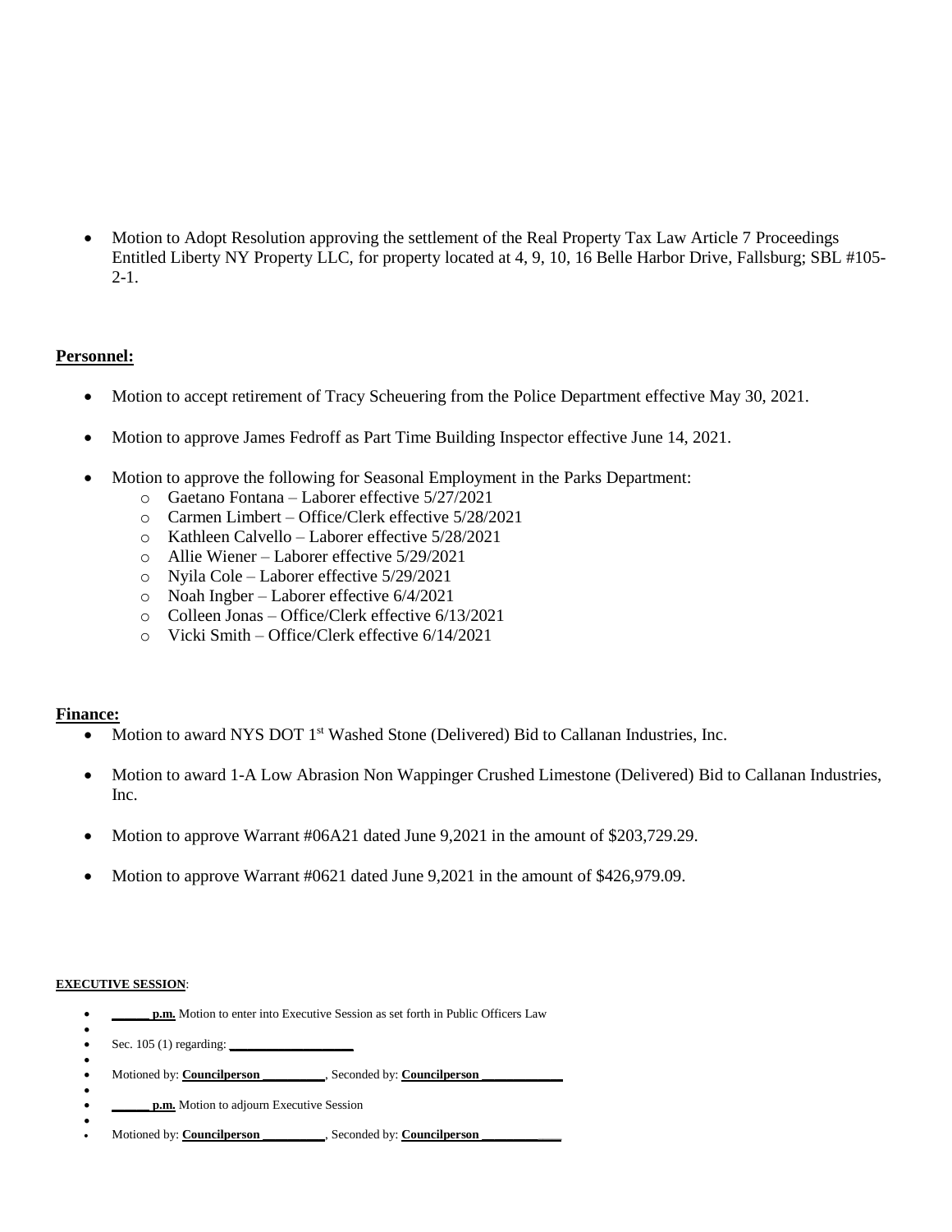- Motion to Adopt Resolution approving the settlement of the Real Property Tax Law Article 7 Proceedings Entitled Liberty NY Property LLC, for property located at 4, 9, 10, 16 Belle Harbor Drive, Fallsburg; SBL #105-2-1.

## Personnel:

- Motion to accept retirement of Tracy Scheuering from the Police Department effective May 30, 2021.
- Motion to approve James Fedroff as Part Time Building Inspector effective June 14, 2021.
- Motion to approve the following for Seasonal Employment in the Parks Department:
  - Gaetano Fontana – Laborer effective 5/27/2021
  - Carmen Limbert – Office/Clerk effective 5/28/2021
  - Kathleen Calvello – Laborer effective 5/28/2021
  - Allie Wiener – Laborer effective 5/29/2021
  - Nyila Cole – Laborer effective 5/29/2021
  - Noah Ingber – Laborer effective 6/4/2021
  - Colleen Jonas – Office/Clerk effective 6/13/2021
  - Vicki Smith – Office/Clerk effective 6/14/2021

## Finance:

- Motion to award NYS DOT 1st Washed Stone (Delivered) Bid to Callanan Industries, Inc.
- Motion to award 1-A Low Abrasion Non Wappinger Crushed Limestone (Delivered) Bid to Callanan Industries, Inc.
- Motion to approve Warrant #06A21 dated June 9,2021 in the amount of $203,729.29.
- Motion to approve Warrant #0621 dated June 9,2021 in the amount of $426,979.09.

**EXECUTIVE SESSION**:

- **______ p.m.** Motion to enter into Executive Session as set forth in Public Officers Law
- Sec. 105 (1) regarding: ___________________
- Motioned by: **Councilperson __________**, Seconded by: **Councilperson _____________**
- **______ p.m.** Motion to adjourn Executive Session
- Motioned by: **Councilperson __________**, Seconded by: **Councilperson _____________**